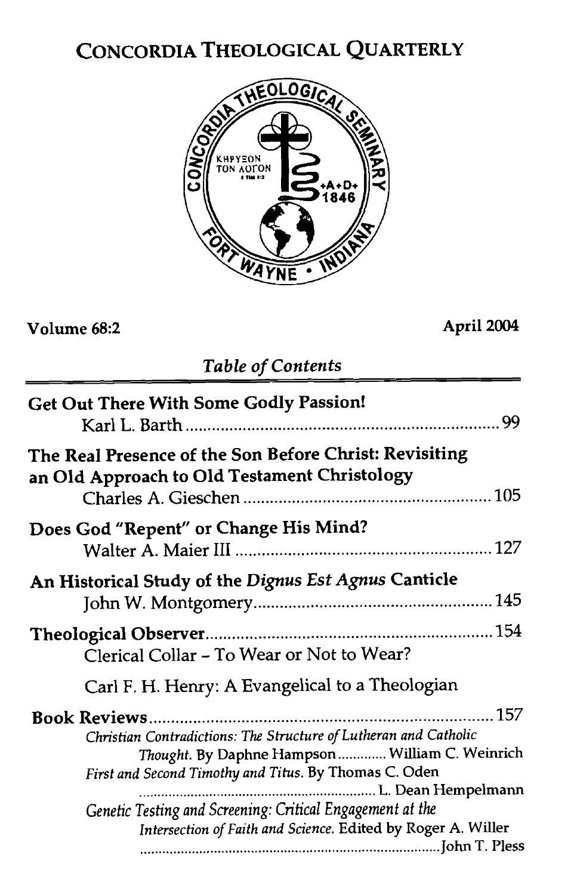# CONCORDIA THEOLOGICAL QUARTERLY

Volume 68:2 April 2004

*Table of Contents*

**Get Out There With Some Godly Passion!**
Karl L. Barth ........................................................................ 99

**The Real Presence of the Son Before Christ: Revisiting an Old Approach to Old Testament Christology**
Charles A. Gieschen ........................................................ 105

**Does God "Repent" or Change His Mind?**
Walter A. Maier III .......................................................... 127

**An Historical Study of the *Dignus Est Agnus* Canticle**
John W. Montgomery ...................................................... 145

**Theological Observer** ................................................................ 154

Clerical Collar - To Wear or Not to Wear?

Carl F. H. Henry: A Evangelical to a Theologian

**Book Reviews** .............................................................................. 157

*Christian Contradictions: The Structure of Lutheran and Catholic Thought.* By Daphne Hampson ............. William C. Weinrich

*First and Second Timothy and Titus.* By Thomas C. Oden ................................................................ L. Dean Hempelmann

*Genetic Testing and Screening: Critical Engagement at the Intersection of Faith and Science.* Edited by Roger A. Willer ................................................................................ John T. Pless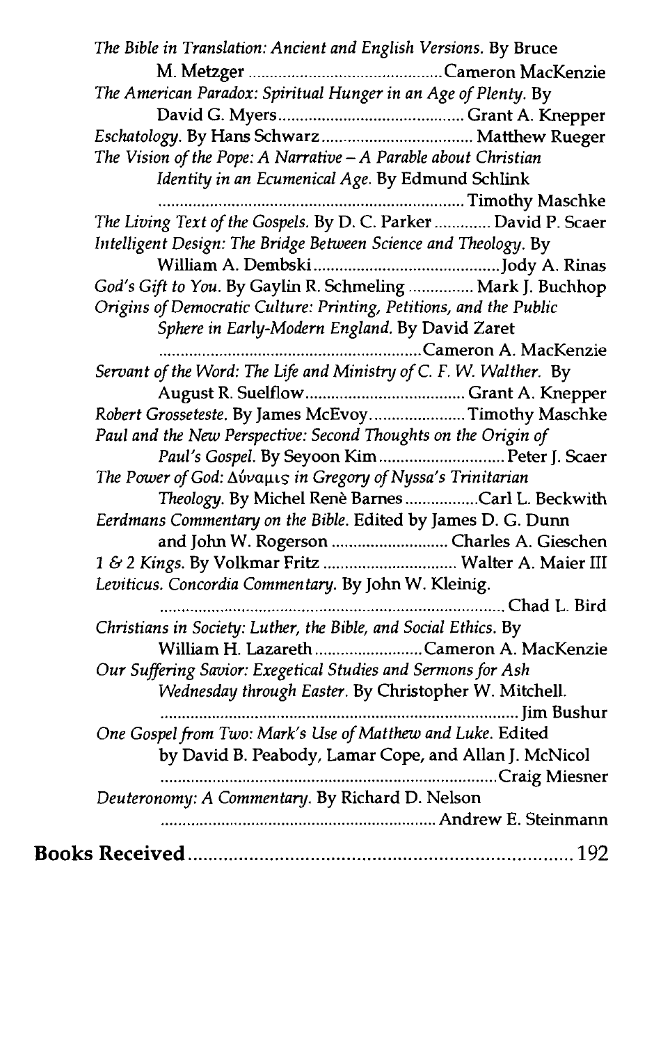*The Bible in Translation: Ancient and English Versions.* By Bruce M. Metzger ............................................ Cameron MacKenzie

*The American Paradox: Spiritual Hunger in an Age of Plenty.* By David G. Myers ............................................ Grant A. Knepper

*Eschatology.* By Hans Schwarz ................................... Matthew Rueger

*The Vision of the Pope: A Narrative – A Parable about Christian Identity in an Ecumenical Age.* By Edmund Schlink ............................................ Timothy Maschke

*The Living Text of the Gospels.* By D. C. Parker ............ David P. Scaer

*Intelligent Design: The Bridge Between Science and Theology.* By William A. Dembski ............................................ Jody A. Rinas

*God's Gift to You.* By Gaylin R. Schmeling ............... Mark J. Buchhop

*Origins of Democratic Culture: Printing, Petitions, and the Public Sphere in Early-Modern England.* By David Zaret ............................................ Cameron A. MacKenzie

*Servant of the Word: The Life and Ministry of C. F. W. Walther.* By August R. Suelflow ............................................ Grant A. Knepper

*Robert Grosseteste.* By James McEvoy ...................... Timothy Maschke

*Paul and the New Perspective: Second Thoughts on the Origin of Paul's Gospel.* By Seyoon Kim ............................ Peter J. Scaer

*The Power of God: Δύναμις in Gregory of Nyssa's Trinitarian Theology.* By Michel Renè Barnes ................. Carl L. Beckwith

*Eerdmans Commentary on the Bible.* Edited by James D. G. Dunn and John W. Rogerson ........................... Charles A. Gieschen

*1 & 2 Kings.* By Volkmar Fritz ............................... Walter A. Maier III

*Leviticus. Concordia Commentary.* By John W. Kleinig. ............................................ Chad L. Bird

*Christians in Society: Luther, the Bible, and Social Ethics.* By William H. Lazareth ......................... Cameron A. MacKenzie

*Our Suffering Savior: Exegetical Studies and Sermons for Ash Wednesday through Easter.* By Christopher W. Mitchell. ............................................ Jim Bushur

*One Gospel from Two: Mark's Use of Matthew and Luke.* Edited by David B. Peabody, Lamar Cope, and Allan J. McNicol ............................................ Craig Miesner

*Deuteronomy: A Commentary.* By Richard D. Nelson ............................................ Andrew E. Steinmann

**Books Received** ............................................ 192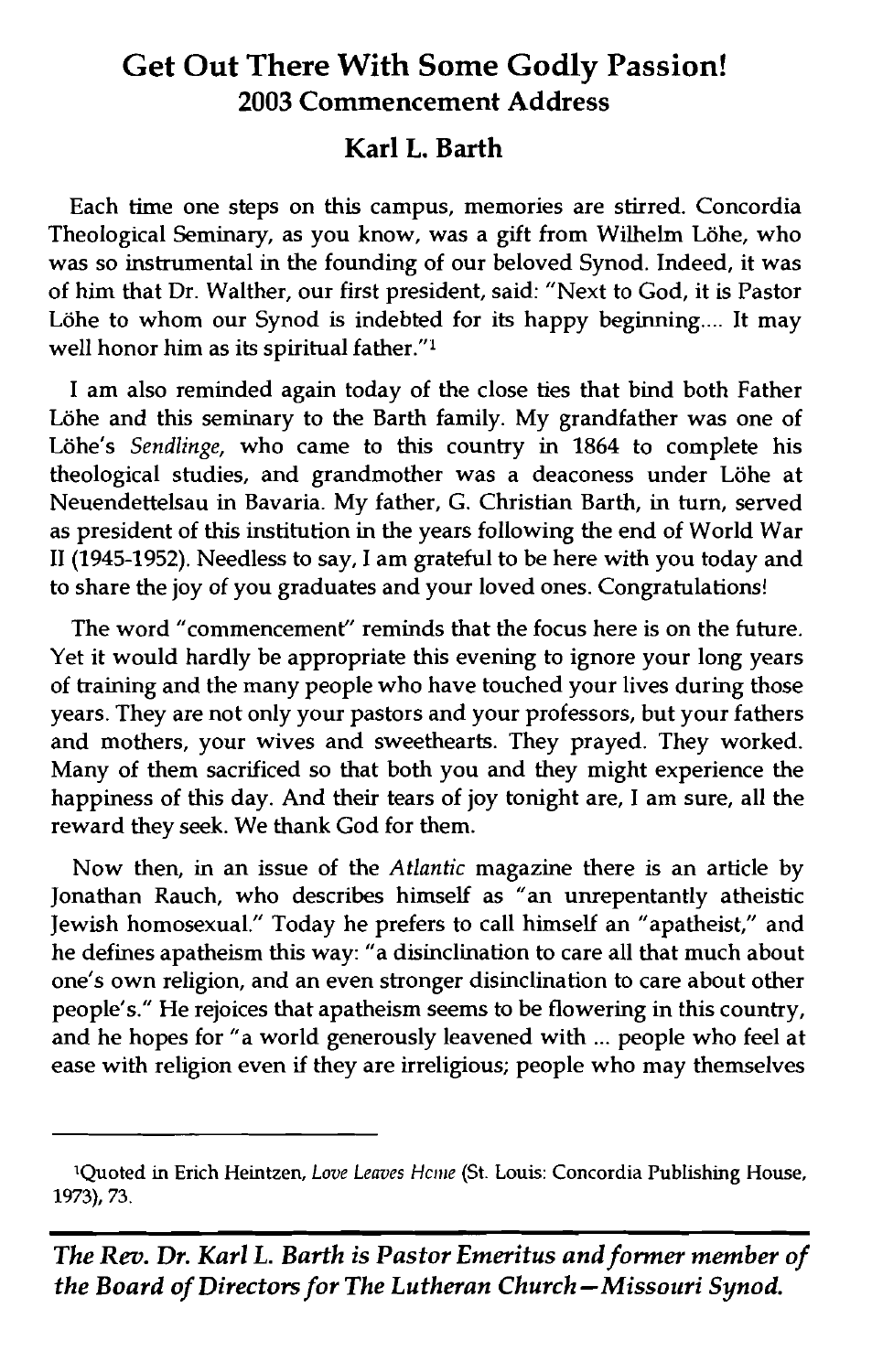# Get Out There With Some Godly Passion!
## 2003 Commencement Address

### Karl L. Barth

Each time one steps on this campus, memories are stirred. Concordia Theological Seminary, as you know, was a gift from Wilhelm Löhe, who was so instrumental in the founding of our beloved Synod. Indeed, it was of him that Dr. Walther, our first president, said: "Next to God, it is Pastor Löhe to whom our Synod is indebted for its happy beginning.... It may well honor him as its spiritual father."[1]

I am also reminded again today of the close ties that bind both Father Löhe and this seminary to the Barth family. My grandfather was one of Löhe's *Sendlinge*, who came to this country in 1864 to complete his theological studies, and grandmother was a deaconess under Löhe at Neuendettelsau in Bavaria. My father, G. Christian Barth, in turn, served as president of this institution in the years following the end of World War II (1945-1952). Needless to say, I am grateful to be here with you today and to share the joy of you graduates and your loved ones. Congratulations!

The word "commencement" reminds that the focus here is on the future. Yet it would hardly be appropriate this evening to ignore your long years of training and the many people who have touched your lives during those years. They are not only your pastors and your professors, but your fathers and mothers, your wives and sweethearts. They prayed. They worked. Many of them sacrificed so that both you and they might experience the happiness of this day. And their tears of joy tonight are, I am sure, all the reward they seek. We thank God for them.

Now then, in an issue of the *Atlantic* magazine there is an article by Jonathan Rauch, who describes himself as "an unrepentantly atheistic Jewish homosexual." Today he prefers to call himself an "apatheist," and he defines apatheism this way: "a disinclination to care all that much about one's own religion, and an even stronger disinclination to care about other people's." He rejoices that apatheism seems to be flowering in this country, and he hopes for "a world generously leavened with ... people who feel at ease with religion even if they are irreligious; people who may themselves

---

[1]Quoted in Erich Heintzen, *Love Leaves Home* (St. Louis: Concordia Publishing House, 1973), 73.

***The Rev. Dr. Karl L. Barth is Pastor Emeritus and former member of the Board of Directors for The Lutheran Church—Missouri Synod.***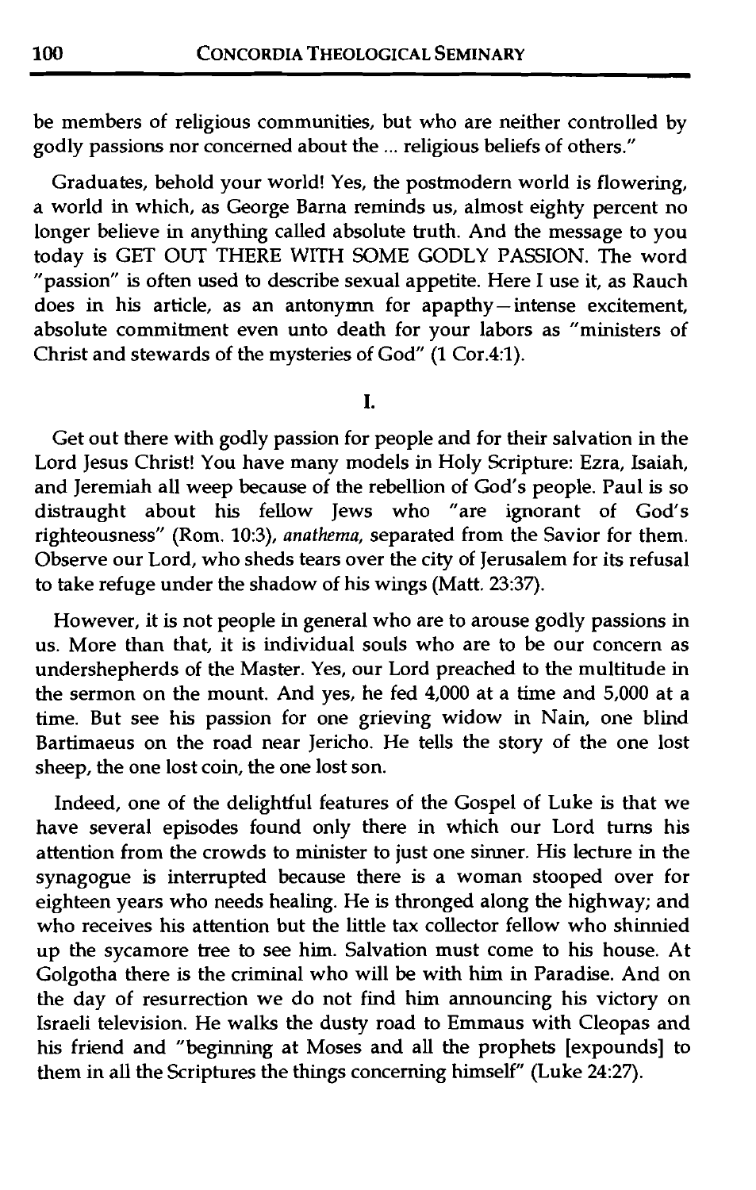be members of religious communities, but who are neither controlled by godly passions nor concerned about the ... religious beliefs of others."

Graduates, behold your world! Yes, the postmodern world is flowering, a world in which, as George Barna reminds us, almost eighty percent no longer believe in anything called absolute truth. And the message to you today is GET OUT THERE WITH SOME GODLY PASSION. The word "passion" is often used to describe sexual appetite. Here I use it, as Rauch does in his article, as an antonymn for apapthy—intense excitement, absolute commitment even unto death for your labors as "ministers of Christ and stewards of the mysteries of God" (1 Cor.4:1).

## I.

Get out there with godly passion for people and for their salvation in the Lord Jesus Christ! You have many models in Holy Scripture: Ezra, Isaiah, and Jeremiah all weep because of the rebellion of God's people. Paul is so distraught about his fellow Jews who "are ignorant of God's righteousness" (Rom. 10:3), *anathema*, separated from the Savior for them. Observe our Lord, who sheds tears over the city of Jerusalem for its refusal to take refuge under the shadow of his wings (Matt. 23:37).

However, it is not people in general who are to arouse godly passions in us. More than that, it is individual souls who are to be our concern as undershepherds of the Master. Yes, our Lord preached to the multitude in the sermon on the mount. And yes, he fed 4,000 at a time and 5,000 at a time. But see his passion for one grieving widow in Nain, one blind Bartimaeus on the road near Jericho. He tells the story of the one lost sheep, the one lost coin, the one lost son.

Indeed, one of the delightful features of the Gospel of Luke is that we have several episodes found only there in which our Lord turns his attention from the crowds to minister to just one sinner. His lecture in the synagogue is interrupted because there is a woman stooped over for eighteen years who needs healing. He is thronged along the highway; and who receives his attention but the little tax collector fellow who shinnied up the sycamore tree to see him. Salvation must come to his house. At Golgotha there is the criminal who will be with him in Paradise. And on the day of resurrection we do not find him announcing his victory on Israeli television. He walks the dusty road to Emmaus with Cleopas and his friend and "beginning at Moses and all the prophets [expounds] to them in all the Scriptures the things concerning himself" (Luke 24:27).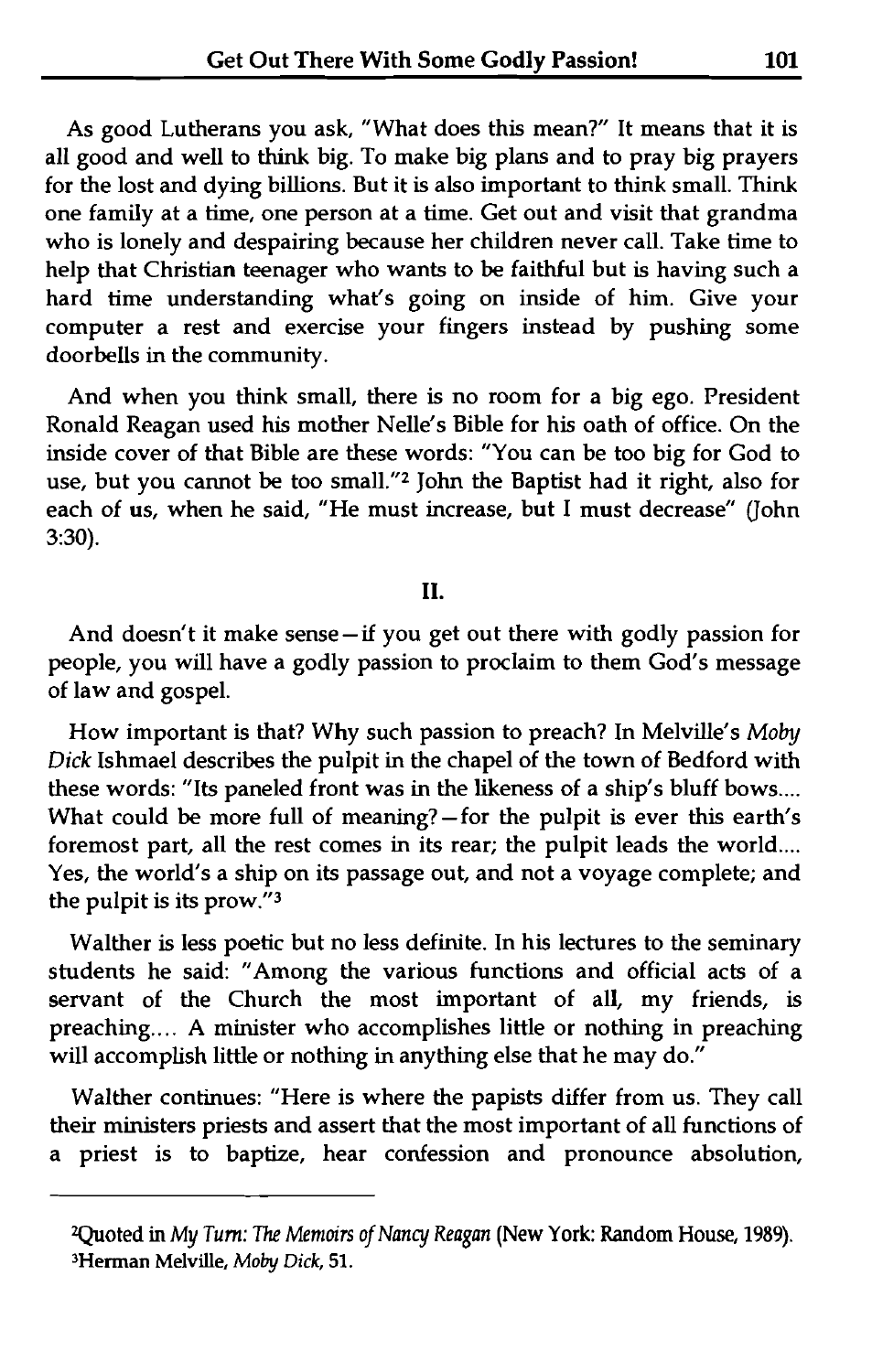As good Lutherans you ask, "What does this mean?" It means that it is all good and well to think big. To make big plans and to pray big prayers for the lost and dying billions. But it is also important to think small. Think one family at a time, one person at a time. Get out and visit that grandma who is lonely and despairing because her children never call. Take time to help that Christian teenager who wants to be faithful but is having such a hard time understanding what's going on inside of him. Give your computer a rest and exercise your fingers instead by pushing some doorbells in the community.

And when you think small, there is no room for a big ego. President Ronald Reagan used his mother Nelle's Bible for his oath of office. On the inside cover of that Bible are these words: "You can be too big for God to use, but you cannot be too small."[2] John the Baptist had it right, also for each of us, when he said, "He must increase, but I must decrease" (John 3:30).

## II.

And doesn't it make sense—if you get out there with godly passion for people, you will have a godly passion to proclaim to them God's message of law and gospel.

How important is that? Why such passion to preach? In Melville's *Moby Dick* Ishmael describes the pulpit in the chapel of the town of Bedford with these words: "Its paneled front was in the likeness of a ship's bluff bows.... What could be more full of meaning?—for the pulpit is ever this earth's foremost part, all the rest comes in its rear; the pulpit leads the world.... Yes, the world's a ship on its passage out, and not a voyage complete; and the pulpit is its prow."[3]

Walther is less poetic but no less definite. In his lectures to the seminary students he said: "Among the various functions and official acts of a servant of the Church the most important of all, my friends, is preaching.... A minister who accomplishes little or nothing in preaching will accomplish little or nothing in anything else that he may do."

Walther continues: "Here is where the papists differ from us. They call their ministers priests and assert that the most important of all functions of a priest is to baptize, hear confession and pronounce absolution,

---

[2]Quoted in *My Turn: The Memoirs of Nancy Reagan* (New York: Random House, 1989).
[3]Herman Melville, *Moby Dick*, 51.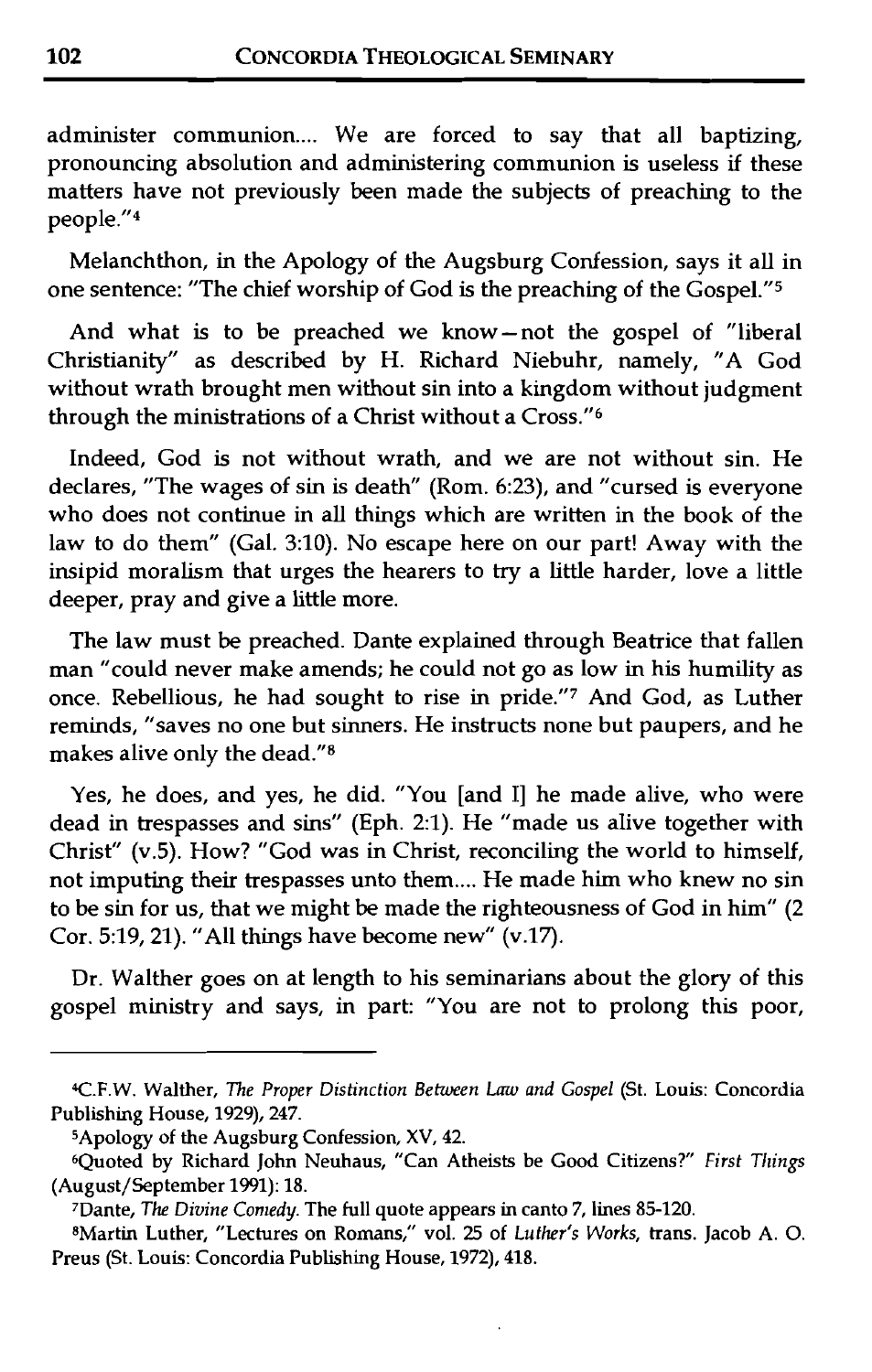administer communion.... We are forced to say that all baptizing, pronouncing absolution and administering communion is useless if these matters have not previously been made the subjects of preaching to the people."[4]

Melanchthon, in the Apology of the Augsburg Confession, says it all in one sentence: "The chief worship of God is the preaching of the Gospel."[5]

And what is to be preached we know—not the gospel of "liberal Christianity" as described by H. Richard Niebuhr, namely, "A God without wrath brought men without sin into a kingdom without judgment through the ministrations of a Christ without a Cross."[6]

Indeed, God is not without wrath, and we are not without sin. He declares, "The wages of sin is death" (Rom. 6:23), and "cursed is everyone who does not continue in all things which are written in the book of the law to do them" (Gal. 3:10). No escape here on our part! Away with the insipid moralism that urges the hearers to try a little harder, love a little deeper, pray and give a little more.

The law must be preached. Dante explained through Beatrice that fallen man "could never make amends; he could not go as low in his humility as once. Rebellious, he had sought to rise in pride."[7] And God, as Luther reminds, "saves no one but sinners. He instructs none but paupers, and he makes alive only the dead."[8]

Yes, he does, and yes, he did. "You [and I] he made alive, who were dead in trespasses and sins" (Eph. 2:1). He "made us alive together with Christ" (v.5). How? "God was in Christ, reconciling the world to himself, not imputing their trespasses unto them.... He made him who knew no sin to be sin for us, that we might be made the righteousness of God in him" (2 Cor. 5:19, 21). "All things have become new" (v.17).

Dr. Walther goes on at length to his seminarians about the glory of this gospel ministry and says, in part: "You are not to prolong this poor,

---

[4] C.F.W. Walther, *The Proper Distinction Between Law and Gospel* (St. Louis: Concordia Publishing House, 1929), 247.

[5] Apology of the Augsburg Confession, XV, 42.

[6] Quoted by Richard John Neuhaus, "Can Atheists be Good Citizens?" *First Things* (August/September 1991): 18.

[7] Dante, *The Divine Comedy*. The full quote appears in canto 7, lines 85-120.

[8] Martin Luther, "Lectures on Romans," vol. 25 of *Luther's Works*, trans. Jacob A. O. Preus (St. Louis: Concordia Publishing House, 1972), 418.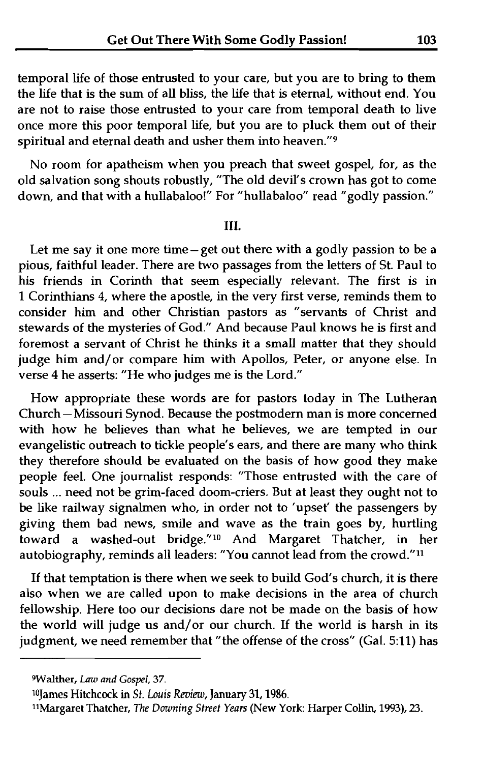temporal life of those entrusted to your care, but you are to bring to them the life that is the sum of all bliss, the life that is eternal, without end. You are not to raise those entrusted to your care from temporal death to live once more this poor temporal life, but you are to pluck them out of their spiritual and eternal death and usher them into heaven."[9]

No room for apatheism when you preach that sweet gospel, for, as the old salvation song shouts robustly, "The old devil's crown has got to come down, and that with a hullabaloo!" For "hullabaloo" read "godly passion."

III.

Let me say it one more time—get out there with a godly passion to be a pious, faithful leader. There are two passages from the letters of St. Paul to his friends in Corinth that seem especially relevant. The first is in 1 Corinthians 4, where the apostle, in the very first verse, reminds them to consider him and other Christian pastors as "servants of Christ and stewards of the mysteries of God." And because Paul knows he is first and foremost a servant of Christ he thinks it a small matter that they should judge him and/or compare him with Apollos, Peter, or anyone else. In verse 4 he asserts: "He who judges me is the Lord."

How appropriate these words are for pastors today in The Lutheran Church—Missouri Synod. Because the postmodern man is more concerned with how he believes than what he believes, we are tempted in our evangelistic outreach to tickle people's ears, and there are many who think they therefore should be evaluated on the basis of how good they make people feel. One journalist responds: "Those entrusted with the care of souls ... need not be grim-faced doom-criers. But at least they ought not to be like railway signalmen who, in order not to 'upset' the passengers by giving them bad news, smile and wave as the train goes by, hurtling toward a washed-out bridge."[10] And Margaret Thatcher, in her autobiography, reminds all leaders: "You cannot lead from the crowd."[11]

If that temptation is there when we seek to build God's church, it is there also when we are called upon to make decisions in the area of church fellowship. Here too our decisions dare not be made on the basis of how the world will judge us and/or our church. If the world is harsh in its judgment, we need remember that "the offense of the cross" (Gal. 5:11) has

---

[9]Walther, *Law and Gospel*, 37.

[10]James Hitchcock in *St. Louis Review*, January 31, 1986.

[11]Margaret Thatcher, *The Downing Street Years* (New York: Harper Collin, 1993), 23.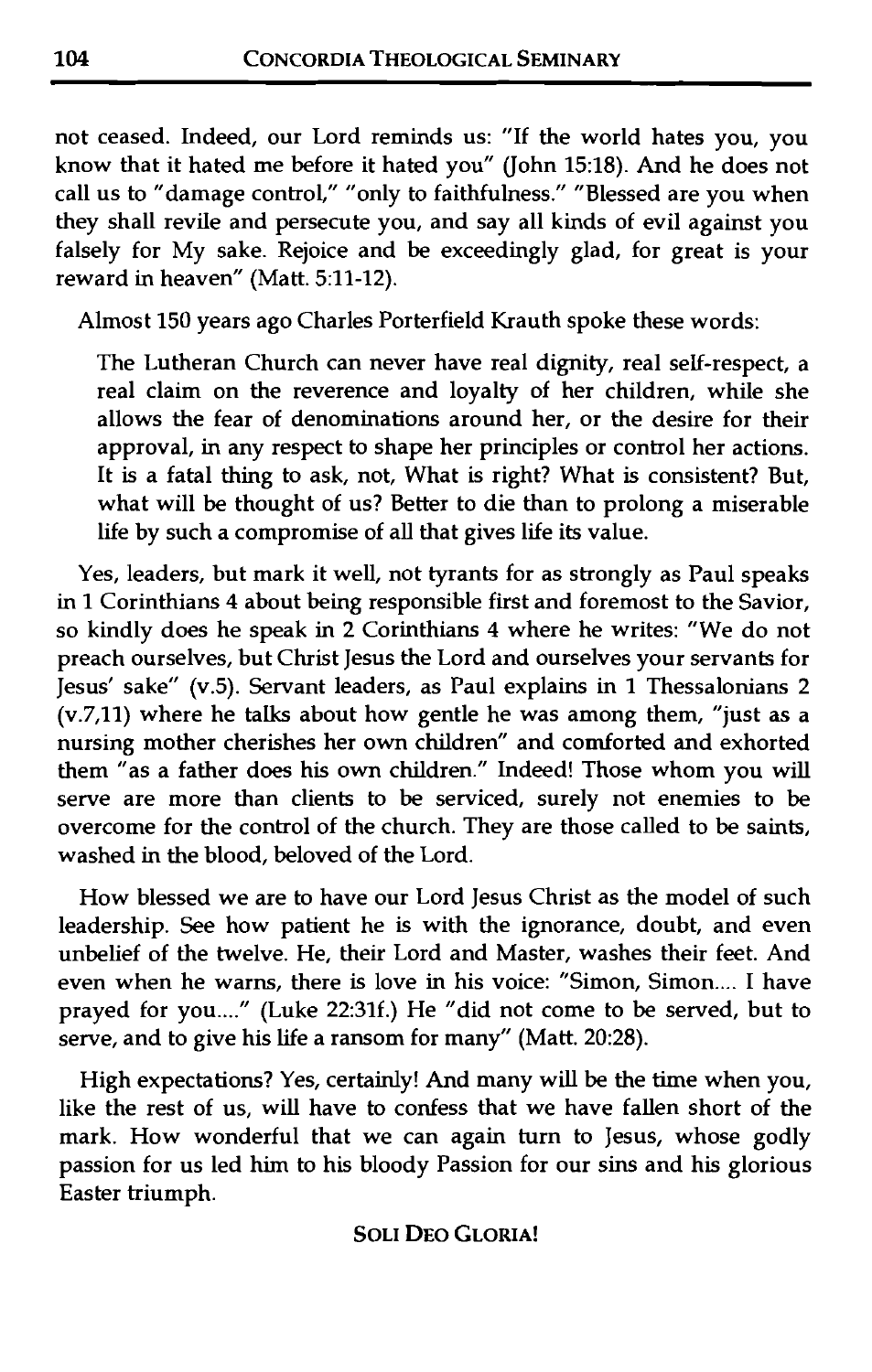not ceased. Indeed, our Lord reminds us: "If the world hates you, you know that it hated me before it hated you" (John 15:18). And he does not call us to "damage control," "only to faithfulness." "Blessed are you when they shall revile and persecute you, and say all kinds of evil against you falsely for My sake. Rejoice and be exceedingly glad, for great is your reward in heaven" (Matt. 5:11-12).

Almost 150 years ago Charles Porterfield Krauth spoke these words:

> The Lutheran Church can never have real dignity, real self-respect, a real claim on the reverence and loyalty of her children, while she allows the fear of denominations around her, or the desire for their approval, in any respect to shape her principles or control her actions. It is a fatal thing to ask, not, What is right? What is consistent? But, what will be thought of us? Better to die than to prolong a miserable life by such a compromise of all that gives life its value.

Yes, leaders, but mark it well, not tyrants for as strongly as Paul speaks in 1 Corinthians 4 about being responsible first and foremost to the Savior, so kindly does he speak in 2 Corinthians 4 where he writes: "We do not preach ourselves, but Christ Jesus the Lord and ourselves your servants for Jesus' sake" (v.5). Servant leaders, as Paul explains in 1 Thessalonians 2 (v.7,11) where he talks about how gentle he was among them, "just as a nursing mother cherishes her own children" and comforted and exhorted them "as a father does his own children." Indeed! Those whom you will serve are more than clients to be serviced, surely not enemies to be overcome for the control of the church. They are those called to be saints, washed in the blood, beloved of the Lord.

How blessed we are to have our Lord Jesus Christ as the model of such leadership. See how patient he is with the ignorance, doubt, and even unbelief of the twelve. He, their Lord and Master, washes their feet. And even when he warns, there is love in his voice: "Simon, Simon.... I have prayed for you...." (Luke 22:31f.) He "did not come to be served, but to serve, and to give his life a ransom for many" (Matt. 20:28).

High expectations? Yes, certainly! And many will be the time when you, like the rest of us, will have to confess that we have fallen short of the mark. How wonderful that we can again turn to Jesus, whose godly passion for us led him to his bloody Passion for our sins and his glorious Easter triumph.

**SOLI DEO GLORIA!**